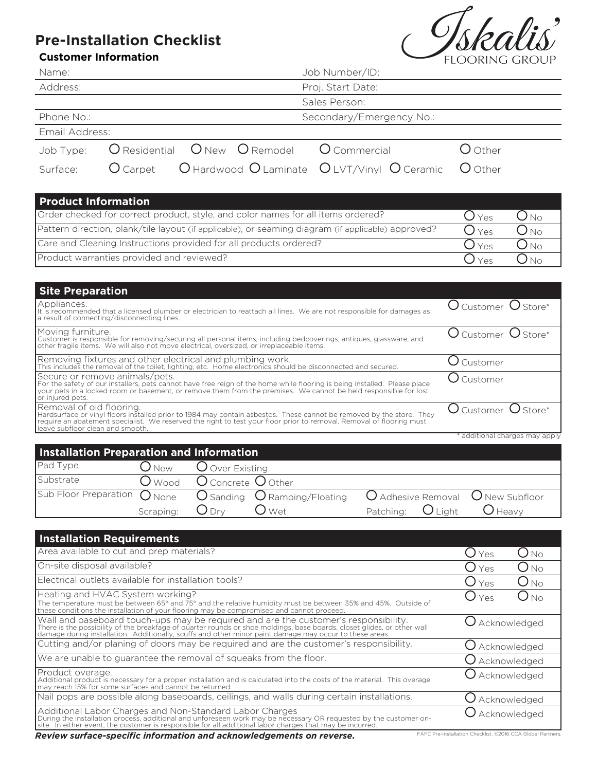# Pre-Installation Checklist

Iskalis' FLOORING GROUP

## Customer Information

| | |
|---|---|
| Name: | Job Number/ID: |
| Address: | Proj. Start Date: |
| | Sales Person: |
| Phone No.: | Secondary/Emergency No.: |
| Email Address: | |

Job Type: ○ Residential ○ New ○ Remodel ○ Commercial ○ Other

Surface: ○ Carpet ○ Hardwood ○ Laminate ○ LVT/Vinyl ○ Ceramic ○ Other

## Product Information

| | | |
|---|---|---|
| Order checked for correct product, style, and color names for all items ordered? | ○ Yes | ○ No |
| Pattern direction, plank/tile layout (if applicable), or seaming diagram (if applicable) approved? | ○ Yes | ○ No |
| Care and Cleaning Instructions provided for all products ordered? | ○ Yes | ○ No |
| Product warranties provided and reviewed? | ○ Yes | ○ No |

## Site Preparation

| | | |
|---|---|---|
| Appliances.<br>It is recommended that a licensed plumber or electrician to reattach all lines. We are not responsible for damages as a result of connecting/disconnecting lines. | ○ Customer | ○ Store* |
| Moving furniture.<br>Customer is responsible for removing/securing all personal items, including bedcoverings, antiques, glassware, and other fragile items. We will also not move electrical, oversized, or irreplaceable items. | ○ Customer | ○ Store* |
| Removing fixtures and other electrical and plumbing work.<br>This includes the removal of the toilet, lighting, etc. Home electronics should be disconnected and secured. | ○ Customer | |
| Secure or remove animals/pets.<br>For the safety of our installers, pets cannot have free reign of the home while flooring is being installed. Please place your pets in a locked room or basement, or remove them from the premises. We cannot be held responsible for lost or injured pets. | ○ Customer | |
| Removal of old flooring.<br>Hardsurface or vinyl floors installed prior to 1984 may contain asbestos. These cannot be removed by the store. They require an abatement specialist. We reserved the right to test your floor prior to removal. Removal of flooring must leave subfloor clean and smooth. | ○ Customer | ○ Store* |

\* additional charges may apply

## Installation Preparation and Information

| | | | | | |
|---|---|---|---|---|---|
| Pad Type | ○ New | ○ Over Existing | | | |
| Substrate | ○ Wood | ○ Concrete | ○ Other | | |
| Sub Floor Preparation | ○ None | ○ Sanding | ○ Ramping/Floating | ○ Adhesive Removal | ○ New Subfloor |
| | Scraping: | ○ Dry | ○ Wet | Patching: ○ Light | ○ Heavy |

## Installation Requirements

| | | |
|---|---|---|
| Area available to cut and prep materials? | ○ Yes | ○ No |
| On-site disposal available? | ○ Yes | ○ No |
| Electrical outlets available for installation tools? | ○ Yes | ○ No |
| Heating and HVAC System working?<br>The temperature must be between 65° and 75° and the relative humidity must be between 35% and 45%. Outside of these conditions the installation of your flooring may be compromised and cannot proceed. | ○ Yes | ○ No |
| Wall and baseboard touch-ups may be required and are the customer's responsibility.<br>There is the possibility of the breakfage of quarter rounds or shoe moldings, base boards, closet glides, or other wall damage during installation. Additionally, scuffs and other minor paint damage may occur to these areas. | ○ Acknowledged | |
| Cutting and/or planing of doors may be required and are the customer's responsibility. | ○ Acknowledged | |
| We are unable to guarantee the removal of squeaks from the floor. | ○ Acknowledged | |
| Product overage.<br>Additional product is necessary for a proper installation and is calculated into the costs of the material. This overage may reach 15% for some surfaces and cannot be returned. | ○ Acknowledged | |
| Nail pops are possible along baseboards, ceilings, and walls during certain installations. | ○ Acknowledged | |
| Additional Labor Charges and Non-Standard Labor Charges<br>During the installation process, additional and unforeseen work may be necessary OR requested by the customer on-site. In either event, the customer is responsible for all additional labor charges that may be incurred. | ○ Acknowledged | |

***Review surface-specific information and acknowledgements on reverse.***

FAFC Pre-Installation Checklist. ©2016 CCA Global Partners.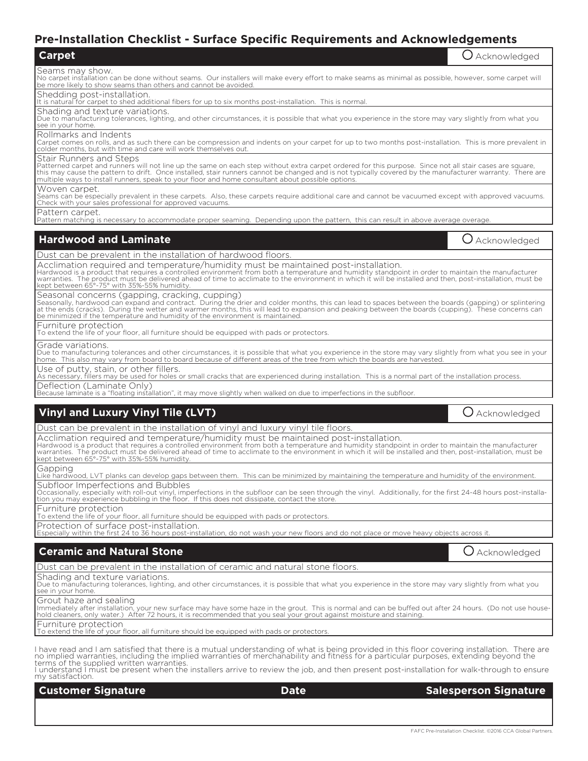# Pre-Installation Checklist - Surface Specific Requirements and Acknowledgements

## Carpet

○ Acknowledged

**Seams may show.**
No carpet installation can be done without seams. Our installers will make every effort to make seams as minimal as possible, however, some carpet will be more likely to show seams than others and cannot be avoided.

**Shedding post-installation.**
It is natural for carpet to shed additional fibers for up to six months post-installation. This is normal.

**Shading and texture variations.**
Due to manufacturing tolerances, lighting, and other circumstances, it is possible that what you experience in the store may vary slightly from what you see in your home.

**Rollmarks and Indents**
Carpet comes on rolls, and as such there can be compression and indents on your carpet for up to two months post-installation. This is more prevalent in colder months, but with time and care will work themselves out.

**Stair Runners and Steps**
Patterned carpet and runners will not line up the same on each step without extra carpet ordered for this purpose. Since not all stair cases are square, this may cause the pattern to drift. Once installed, stair runners cannot be changed and is not typically covered by the manufacturer warranty. There are multiple ways to install runners, speak to your floor and home consultant about possible options.

**Woven carpet.**
Seams can be especially prevalent in these carpets. Also, these carpets require additional care and cannot be vacuumed except with approved vacuums. Check with your sales professional for approved vacuums.

**Pattern carpet.**
Pattern matching is necessary to accommodate proper seaming. Depending upon the pattern, this can result in above average overage.

## Hardwood and Laminate

○ Acknowledged

**Dust can be prevalent in the installation of hardwood floors.**

**Acclimation required and temperature/humidity must be maintained post-installation.**
Hardwood is a product that requires a controlled environment from both a temperature and humidity standpoint in order to maintain the manufacturer warranties. The product must be delivered ahead of time to acclimate to the environment in which it will be installed and then, post-installation, must be kept between 65°-75° with 35%-55% humidity.

**Seasonal concerns (gapping, cracking, cupping)**
Seasonally, hardwood can expand and contract. During the drier and colder months, this can lead to spaces between the boards (gapping) or splintering at the ends (cracks). During the wetter and warmer months, this will lead to expansion and peaking between the boards (cupping). These concerns can be minimized if the temperature and humidity of the environment is maintained.

**Furniture protection**
To extend the life of your floor, all furniture should be equipped with pads or protectors.

**Grade variations.**
Due to manufacturing tolerances and other circumstances, it is possible that what you experience in the store may vary slightly from what you see in your home. This also may vary from board to board because of different areas of the tree from which the boards are harvested.

**Use of putty, stain, or other fillers.**
As necessary, fillers may be used for holes or small cracks that are experienced during installation. This is a normal part of the installation process.

**Deflection (Laminate Only)**
Because laminate is a "floating installation", it may move slightly when walked on due to imperfections in the subfloor.

## Vinyl and Luxury Vinyl Tile (LVT)

○ Acknowledged

**Dust can be prevalent in the installation of vinyl and luxury vinyl tile floors.**

**Acclimation required and temperature/humidity must be maintained post-installation.**
Hardwood is a product that requires a controlled environment from both a temperature and humidity standpoint in order to maintain the manufacturer warranties. The product must be delivered ahead of time to acclimate to the environment in which it will be installed and then, post-installation, must be kept between 65°-75° with 35%-55% humidity.

**Gapping**
Like hardwood, LVT planks can develop gaps between them. This can be minimized by maintaining the temperature and humidity of the environment.

**Subfloor Imperfections and Bubbles**
Occasionally, especially with roll-out vinyl, imperfections in the subfloor can be seen through the vinyl. Additionally, for the first 24-48 hours post-installation you may experience bubbling in the floor. If this does not dissipate, contact the store.

**Furniture protection**
To extend the life of your floor, all furniture should be equipped with pads or protectors.

**Protection of surface post-installation.**
Especially within the first 24 to 36 hours post-installation, do not wash your new floors and do not place or move heavy objects across it.

## Ceramic and Natural Stone

○ Acknowledged

**Dust can be prevalent in the installation of ceramic and natural stone floors.**

**Shading and texture variations.**
Due to manufacturing tolerances, lighting, and other circumstances, it is possible that what you experience in the store may vary slightly from what you see in your home.

**Grout haze and sealing**
Immediately after installation, your new surface may have some haze in the grout. This is normal and can be buffed out after 24 hours. (Do not use household cleaners, only water.) After 72 hours, it is recommended that you seal your grout against moisture and staining.

**Furniture protection**
To extend the life of your floor, all furniture should be equipped with pads or protectors.

I have read and I am satisfied that there is a mutual understanding of what is being provided in this floor covering installation. There are no implied warranties, including the implied warranties of merchanability and fitness for a particular purposes, extending beyond the terms of the supplied written warranties.
I understand I must be present when the installers arrive to review the job, and then present post-installation for walk-through to ensure my satisfaction.

| Customer Signature | Date | Salesperson Signature |
| --- | --- | --- |
| | | |

FAFC Pre-Installation Checklist. ©2016 CCA Global Partners.